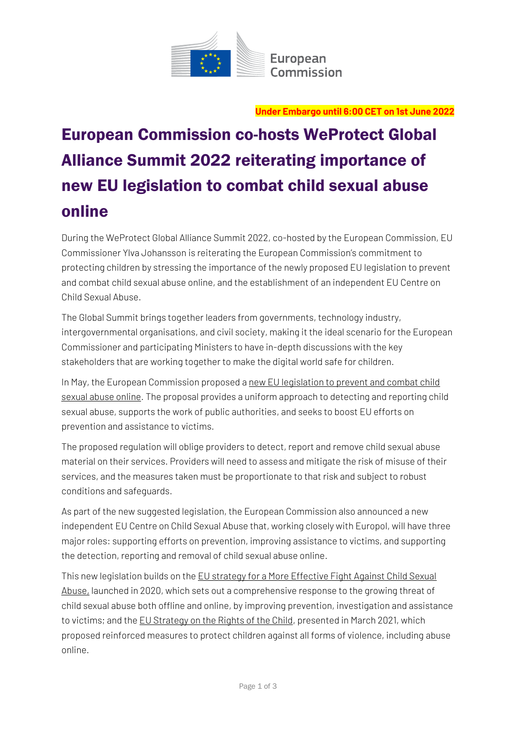European Commission

**Under Embargo until 6:00 CET on 1st June 2022**

# European Commission co-hosts WeProtect Global Alliance Summit 2022 reiterating importance of new EU legislation to combat child sexual abuse online

During the WeProtect Global Alliance Summit 2022, co-hosted by the European Commission, EU Commissioner Ylva Johansson is reiterating the European Commission's commitment to protecting children by stressing the importance of the newly proposed EU legislation to prevent and combat child sexual abuse online, and the establishment of an independent EU Centre on Child Sexual Abuse.

The Global Summit brings together leaders from governments, technology industry, intergovernmental organisations, and civil society, making it the ideal scenario for the European Commissioner and participating Ministers to have in-depth discussions with the key stakeholders that are working together to make the digital world safe for children.

In May, the European Commission proposed a new EU legislation to prevent and combat child sexual abuse online. The proposal provides a uniform approach to detecting and reporting child sexual abuse, supports the work of public authorities, and seeks to boost EU efforts on prevention and assistance to victims.

The proposed regulation will oblige providers to detect, report and remove child sexual abuse material on their services. Providers will need to assess and mitigate the risk of misuse of their services, and the measures taken must be proportionate to that risk and subject to robust conditions and safeguards.

As part of the new suggested legislation, the European Commission also announced a new independent EU Centre on Child Sexual Abuse that, working closely with Europol, will have three major roles: supporting efforts on prevention, improving assistance to victims, and supporting the detection, reporting and removal of child sexual abuse online.

This new legislation builds on the EU strategy for a More Effective Fight Against Child Sexual Abuse, launched in 2020, which sets out a comprehensive response to the growing threat of child sexual abuse both offline and online, by improving prevention, investigation and assistance to victims; and the EU Strategy on the Rights of the Child, presented in March 2021, which proposed reinforced measures to protect children against all forms of violence, including abuse online.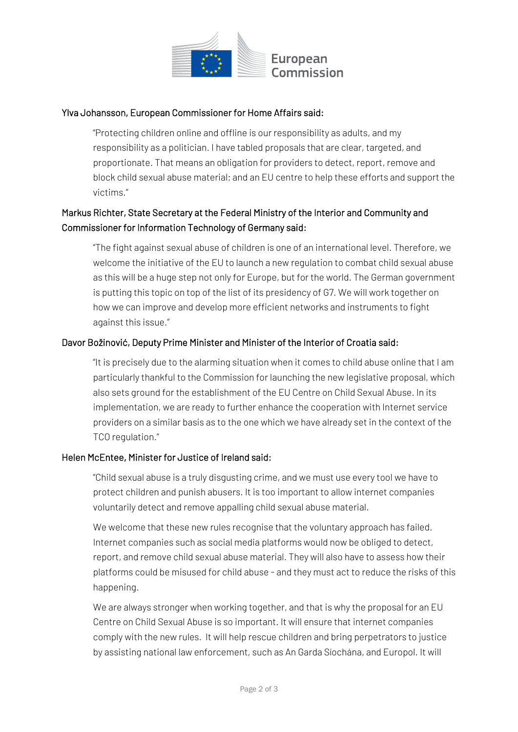Ylva Johansson, European Commissioner for Home Affairs said:

> "Protecting children online and offline is our responsibility as adults, and my responsibility as a politician. I have tabled proposals that are clear, targeted, and proportionate. That means an obligation for providers to detect, report, remove and block child sexual abuse material; and an EU centre to help these efforts and support the victims."

Markus Richter, State Secretary at the Federal Ministry of the Interior and Community and Commissioner for Information Technology of Germany said:

> "The fight against sexual abuse of children is one of an international level. Therefore, we welcome the initiative of the EU to launch a new regulation to combat child sexual abuse as this will be a huge step not only for Europe, but for the world. The German government is putting this topic on top of the list of its presidency of G7. We will work together on how we can improve and develop more efficient networks and instruments to fight against this issue."

Davor Božinović, Deputy Prime Minister and Minister of the Interior of Croatia said:

> "It is precisely due to the alarming situation when it comes to child abuse online that I am particularly thankful to the Commission for launching the new legislative proposal, which also sets ground for the establishment of the EU Centre on Child Sexual Abuse. In its implementation, we are ready to further enhance the cooperation with Internet service providers on a similar basis as to the one which we have already set in the context of the TCO regulation."

Helen McEntee, Minister for Justice of Ireland said:

> "Child sexual abuse is a truly disgusting crime, and we must use every tool we have to protect children and punish abusers. It is too important to allow internet companies voluntarily detect and remove appalling child sexual abuse material.
>
> We welcome that these new rules recognise that the voluntary approach has failed. Internet companies such as social media platforms would now be obliged to detect, report, and remove child sexual abuse material. They will also have to assess how their platforms could be misused for child abuse - and they must act to reduce the risks of this happening.
>
> We are always stronger when working together, and that is why the proposal for an EU Centre on Child Sexual Abuse is so important. It will ensure that internet companies comply with the new rules. It will help rescue children and bring perpetrators to justice by assisting national law enforcement, such as An Garda Síochána, and Europol. It will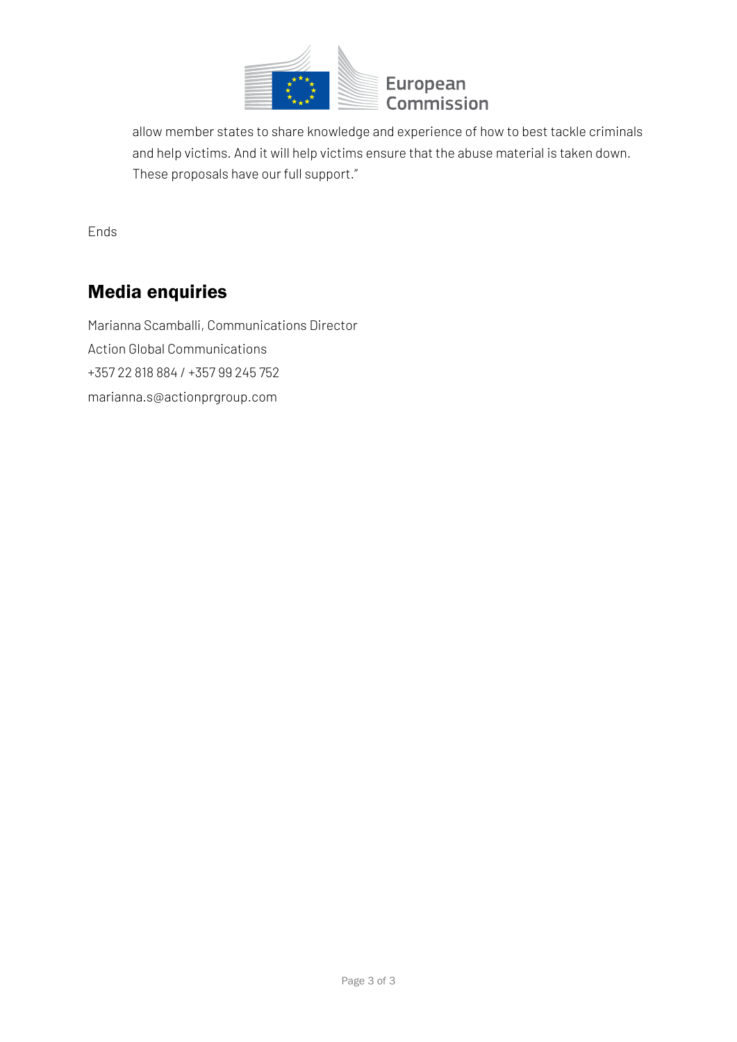allow member states to share knowledge and experience of how to best tackle criminals and help victims. And it will help victims ensure that the abuse material is taken down. These proposals have our full support."

Ends

## Media enquiries

Marianna Scamballi, Communications Director

Action Global Communications

+357 22 818 884 / +357 99 245 752

marianna.s@actionprgroup.com